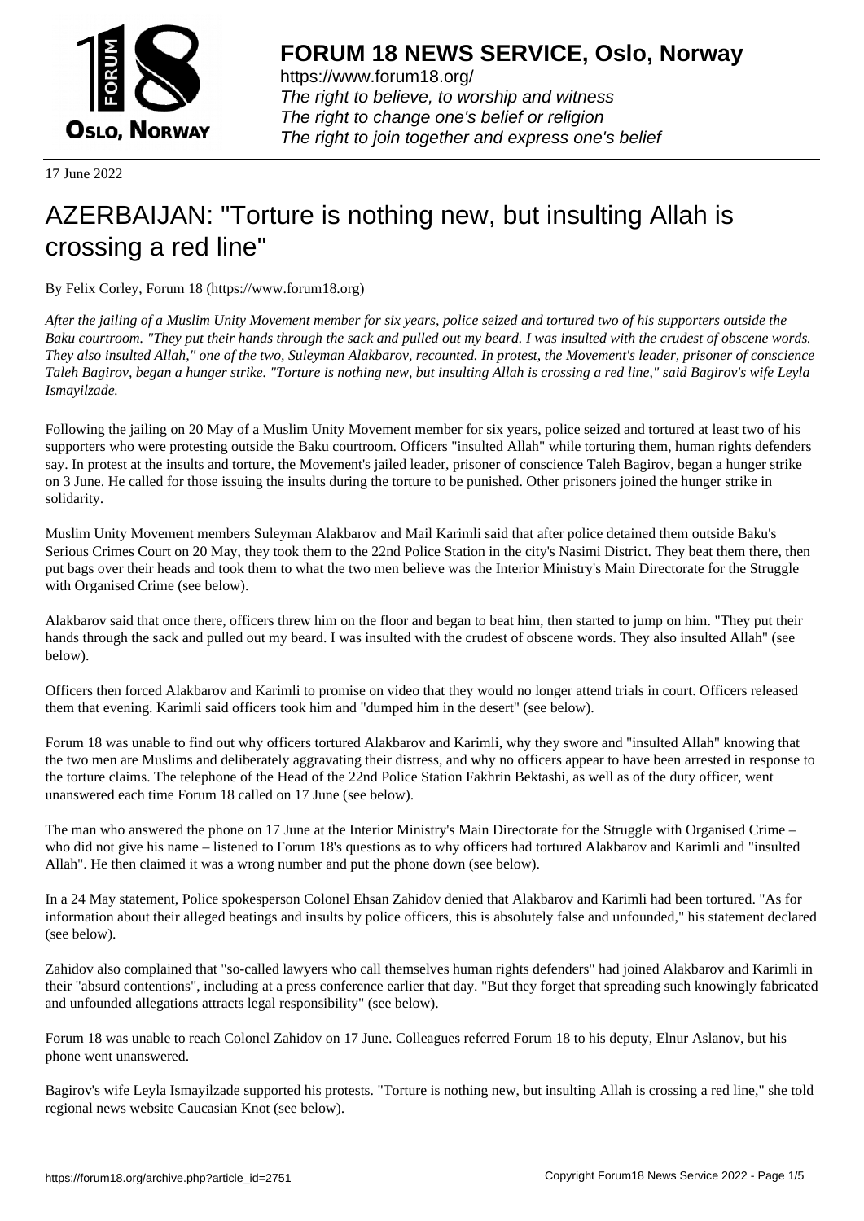# FORUM 18 NEWS SERVICE, Oslo, Norway

https://www.forum18.org/
*The right to believe, to worship and witness*
*The right to change one's belief or religion*
*The right to join together and express one's belief*

17 June 2022

## AZERBAIJAN: "Torture is nothing new, but insulting Allah is crossing a red line"

By Felix Corley, Forum 18 (https://www.forum18.org)

*After the jailing of a Muslim Unity Movement member for six years, police seized and tortured two of his supporters outside the Baku courtroom. "They put their hands through the sack and pulled out my beard. I was insulted with the crudest of obscene words. They also insulted Allah," one of the two, Suleyman Alakbarov, recounted. In protest, the Movement's leader, prisoner of conscience Taleh Bagirov, began a hunger strike. "Torture is nothing new, but insulting Allah is crossing a red line," said Bagirov's wife Leyla Ismayilzade.*

Following the jailing on 20 May of a Muslim Unity Movement member for six years, police seized and tortured at least two of his supporters who were protesting outside the Baku courtroom. Officers "insulted Allah" while torturing them, human rights defenders say. In protest at the insults and torture, the Movement's jailed leader, prisoner of conscience Taleh Bagirov, began a hunger strike on 3 June. He called for those issuing the insults during the torture to be punished. Other prisoners joined the hunger strike in solidarity.

Muslim Unity Movement members Suleyman Alakbarov and Mail Karimli said that after police detained them outside Baku's Serious Crimes Court on 20 May, they took them to the 22nd Police Station in the city's Nasimi District. They beat them there, then put bags over their heads and took them to what the two men believe was the Interior Ministry's Main Directorate for the Struggle with Organised Crime (see below).

Alakbarov said that once there, officers threw him on the floor and began to beat him, then started to jump on him. "They put their hands through the sack and pulled out my beard. I was insulted with the crudest of obscene words. They also insulted Allah" (see below).

Officers then forced Alakbarov and Karimli to promise on video that they would no longer attend trials in court. Officers released them that evening. Karimli said officers took him and "dumped him in the desert" (see below).

Forum 18 was unable to find out why officers tortured Alakbarov and Karimli, why they swore and "insulted Allah" knowing that the two men are Muslims and deliberately aggravating their distress, and why no officers appear to have been arrested in response to the torture claims. The telephone of the Head of the 22nd Police Station Fakhrin Bektashi, as well as of the duty officer, went unanswered each time Forum 18 called on 17 June (see below).

The man who answered the phone on 17 June at the Interior Ministry's Main Directorate for the Struggle with Organised Crime – who did not give his name – listened to Forum 18's questions as to why officers had tortured Alakbarov and Karimli and "insulted Allah". He then claimed it was a wrong number and put the phone down (see below).

In a 24 May statement, Police spokesperson Colonel Ehsan Zahidov denied that Alakbarov and Karimli had been tortured. "As for information about their alleged beatings and insults by police officers, this is absolutely false and unfounded," his statement declared (see below).

Zahidov also complained that "so-called lawyers who call themselves human rights defenders" had joined Alakbarov and Karimli in their "absurd contentions", including at a press conference earlier that day. "But they forget that spreading such knowingly fabricated and unfounded allegations attracts legal responsibility" (see below).

Forum 18 was unable to reach Colonel Zahidov on 17 June. Colleagues referred Forum 18 to his deputy, Elnur Aslanov, but his phone went unanswered.

Bagirov's wife Leyla Ismayilzade supported his protests. "Torture is nothing new, but insulting Allah is crossing a red line," she told regional news website Caucasian Knot (see below).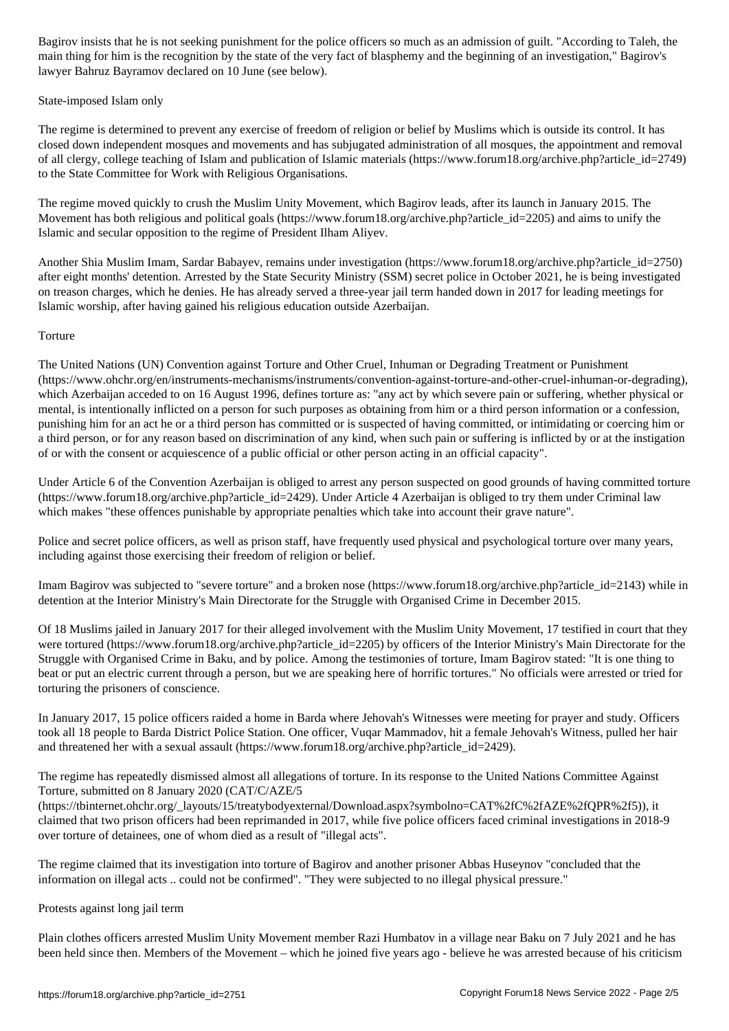Bagirov insists that he is not seeking punishment for the police officers so much as an admission of guilt. "According to Taleh, the main thing for him is the recognition by the state of the very fact of blasphemy and the beginning of an investigation," Bagirov's lawyer Bahruz Bayramov declared on 10 June (see below).

## State-imposed Islam only

The regime is determined to prevent any exercise of freedom of religion or belief by Muslims which is outside its control. It has closed down independent mosques and movements and has subjugated administration of all mosques, the appointment and removal of all clergy, college teaching of Islam and publication of Islamic materials (https://www.forum18.org/archive.php?article_id=2749) to the State Committee for Work with Religious Organisations.

The regime moved quickly to crush the Muslim Unity Movement, which Bagirov leads, after its launch in January 2015. The Movement has both religious and political goals (https://www.forum18.org/archive.php?article_id=2205) and aims to unify the Islamic and secular opposition to the regime of President Ilham Aliyev.

Another Shia Muslim Imam, Sardar Babayev, remains under investigation (https://www.forum18.org/archive.php?article_id=2750) after eight months' detention. Arrested by the State Security Ministry (SSM) secret police in October 2021, he is being investigated on treason charges, which he denies. He has already served a three-year jail term handed down in 2017 for leading meetings for Islamic worship, after having gained his religious education outside Azerbaijan.

## Torture

The United Nations (UN) Convention against Torture and Other Cruel, Inhuman or Degrading Treatment or Punishment (https://www.ohchr.org/en/instruments-mechanisms/instruments/convention-against-torture-and-other-cruel-inhuman-or-degrading), which Azerbaijan acceded to on 16 August 1996, defines torture as: "any act by which severe pain or suffering, whether physical or mental, is intentionally inflicted on a person for such purposes as obtaining from him or a third person information or a confession, punishing him for an act he or a third person has committed or is suspected of having committed, or intimidating or coercing him or a third person, or for any reason based on discrimination of any kind, when such pain or suffering is inflicted by or at the instigation of or with the consent or acquiescence of a public official or other person acting in an official capacity".

Under Article 6 of the Convention Azerbaijan is obliged to arrest any person suspected on good grounds of having committed torture (https://www.forum18.org/archive.php?article_id=2429). Under Article 4 Azerbaijan is obliged to try them under Criminal law which makes "these offences punishable by appropriate penalties which take into account their grave nature".

Police and secret police officers, as well as prison staff, have frequently used physical and psychological torture over many years, including against those exercising their freedom of religion or belief.

Imam Bagirov was subjected to "severe torture" and a broken nose (https://www.forum18.org/archive.php?article_id=2143) while in detention at the Interior Ministry's Main Directorate for the Struggle with Organised Crime in December 2015.

Of 18 Muslims jailed in January 2017 for their alleged involvement with the Muslim Unity Movement, 17 testified in court that they were tortured (https://www.forum18.org/archive.php?article_id=2205) by officers of the Interior Ministry's Main Directorate for the Struggle with Organised Crime in Baku, and by police. Among the testimonies of torture, Imam Bagirov stated: "It is one thing to beat or put an electric current through a person, but we are speaking here of horrific tortures." No officials were arrested or tried for torturing the prisoners of conscience.

In January 2017, 15 police officers raided a home in Barda where Jehovah's Witnesses were meeting for prayer and study. Officers took all 18 people to Barda District Police Station. One officer, Vuqar Mammadov, hit a female Jehovah's Witness, pulled her hair and threatened her with a sexual assault (https://www.forum18.org/archive.php?article_id=2429).

The regime has repeatedly dismissed almost all allegations of torture. In its response to the United Nations Committee Against Torture, submitted on 8 January 2020 (CAT/C/AZE/5 (https://tbinternet.ohchr.org/_layouts/15/treatybodyexternal/Download.aspx?symbolno=CAT%2fC%2fAZE%2fQPR%2f5)), it claimed that two prison officers had been reprimanded in 2017, while five police officers faced criminal investigations in 2018-9 over torture of detainees, one of whom died as a result of "illegal acts".

The regime claimed that its investigation into torture of Bagirov and another prisoner Abbas Huseynov "concluded that the information on illegal acts .. could not be confirmed". "They were subjected to no illegal physical pressure."

## Protests against long jail term

Plain clothes officers arrested Muslim Unity Movement member Razi Humbatov in a village near Baku on 7 July 2021 and he has been held since then. Members of the Movement – which he joined five years ago - believe he was arrested because of his criticism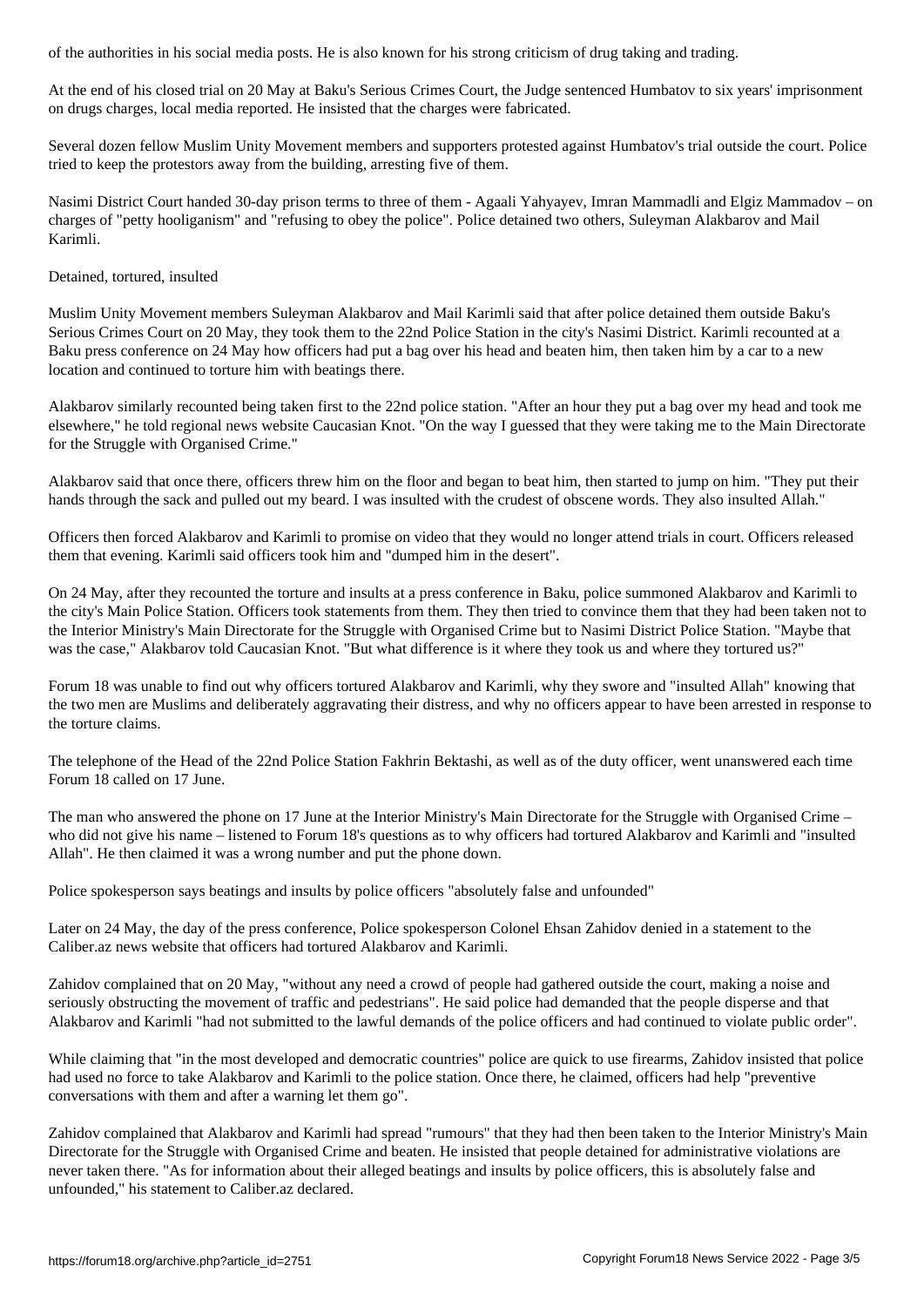of the authorities in his social media posts. He is also known for his strong criticism of drug taking and trading.

At the end of his closed trial on 20 May at Baku's Serious Crimes Court, the Judge sentenced Humbatov to six years' imprisonment on drugs charges, local media reported. He insisted that the charges were fabricated.

Several dozen fellow Muslim Unity Movement members and supporters protested against Humbatov's trial outside the court. Police tried to keep the protestors away from the building, arresting five of them.

Nasimi District Court handed 30-day prison terms to three of them - Agaali Yahyayev, Imran Mammadli and Elgiz Mammadov – on charges of "petty hooliganism" and "refusing to obey the police". Police detained two others, Suleyman Alakbarov and Mail Karimli.

## Detained, tortured, insulted

Muslim Unity Movement members Suleyman Alakbarov and Mail Karimli said that after police detained them outside Baku's Serious Crimes Court on 20 May, they took them to the 22nd Police Station in the city's Nasimi District. Karimli recounted at a Baku press conference on 24 May how officers had put a bag over his head and beaten him, then taken him by a car to a new location and continued to torture him with beatings there.

Alakbarov similarly recounted being taken first to the 22nd police station. "After an hour they put a bag over my head and took me elsewhere," he told regional news website Caucasian Knot. "On the way I guessed that they were taking me to the Main Directorate for the Struggle with Organised Crime."

Alakbarov said that once there, officers threw him on the floor and began to beat him, then started to jump on him. "They put their hands through the sack and pulled out my beard. I was insulted with the crudest of obscene words. They also insulted Allah."

Officers then forced Alakbarov and Karimli to promise on video that they would no longer attend trials in court. Officers released them that evening. Karimli said officers took him and "dumped him in the desert".

On 24 May, after they recounted the torture and insults at a press conference in Baku, police summoned Alakbarov and Karimli to the city's Main Police Station. Officers took statements from them. They then tried to convince them that they had been taken not to the Interior Ministry's Main Directorate for the Struggle with Organised Crime but to Nasimi District Police Station. "Maybe that was the case," Alakbarov told Caucasian Knot. "But what difference is it where they took us and where they tortured us?"

Forum 18 was unable to find out why officers tortured Alakbarov and Karimli, why they swore and "insulted Allah" knowing that the two men are Muslims and deliberately aggravating their distress, and why no officers appear to have been arrested in response to the torture claims.

The telephone of the Head of the 22nd Police Station Fakhrin Bektashi, as well as of the duty officer, went unanswered each time Forum 18 called on 17 June.

The man who answered the phone on 17 June at the Interior Ministry's Main Directorate for the Struggle with Organised Crime – who did not give his name – listened to Forum 18's questions as to why officers had tortured Alakbarov and Karimli and "insulted Allah". He then claimed it was a wrong number and put the phone down.

## Police spokesperson says beatings and insults by police officers "absolutely false and unfounded"

Later on 24 May, the day of the press conference, Police spokesperson Colonel Ehsan Zahidov denied in a statement to the Caliber.az news website that officers had tortured Alakbarov and Karimli.

Zahidov complained that on 20 May, "without any need a crowd of people had gathered outside the court, making a noise and seriously obstructing the movement of traffic and pedestrians". He said police had demanded that the people disperse and that Alakbarov and Karimli "had not submitted to the lawful demands of the police officers and had continued to violate public order".

While claiming that "in the most developed and democratic countries" police are quick to use firearms, Zahidov insisted that police had used no force to take Alakbarov and Karimli to the police station. Once there, he claimed, officers had help "preventive conversations with them and after a warning let them go".

Zahidov complained that Alakbarov and Karimli had spread "rumours" that they had then been taken to the Interior Ministry's Main Directorate for the Struggle with Organised Crime and beaten. He insisted that people detained for administrative violations are never taken there. "As for information about their alleged beatings and insults by police officers, this is absolutely false and unfounded," his statement to Caliber.az declared.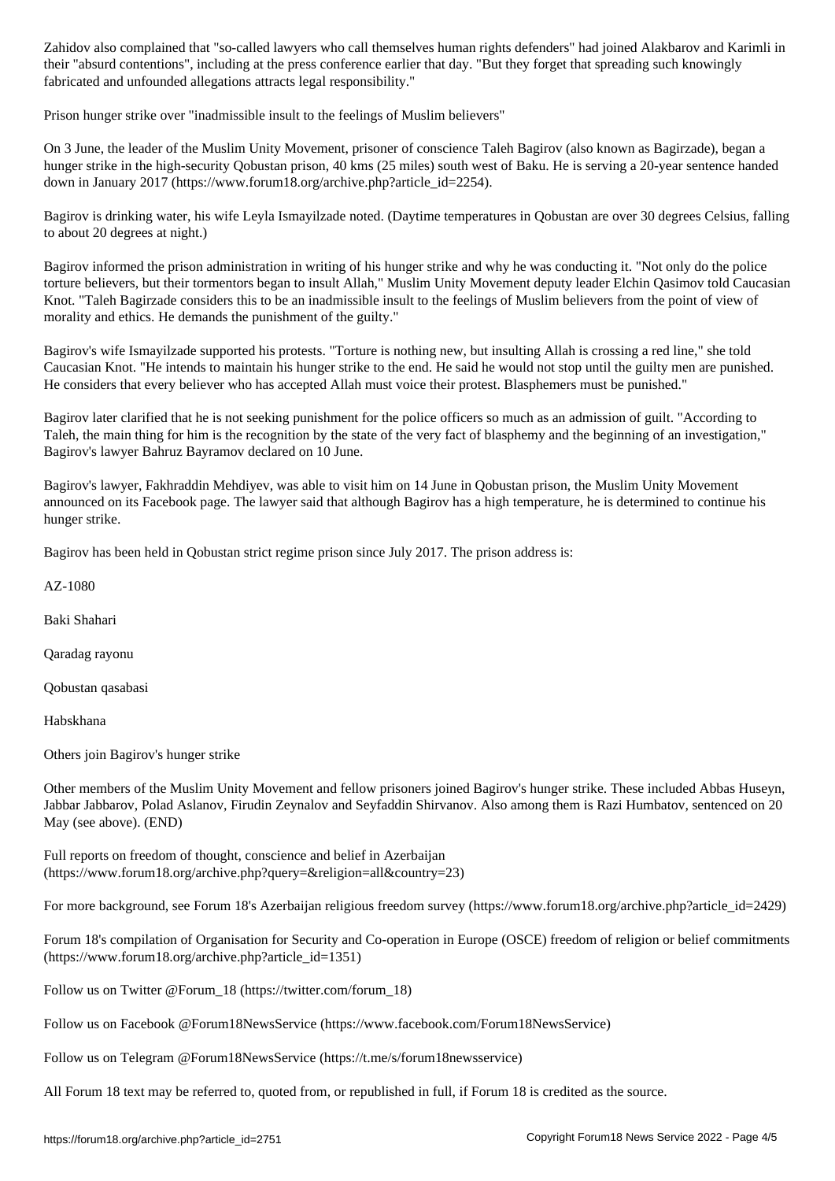Zahidov also complained that "so-called lawyers who call themselves human rights defenders" had joined Alakbarov and Karimli in their "absurd contentions", including at the press conference earlier that day. "But they forget that spreading such knowingly fabricated and unfounded allegations attracts legal responsibility."

## Prison hunger strike over "inadmissible insult to the feelings of Muslim believers"

On 3 June, the leader of the Muslim Unity Movement, prisoner of conscience Taleh Bagirov (also known as Bagirzade), began a hunger strike in the high-security Qobustan prison, 40 kms (25 miles) south west of Baku. He is serving a 20-year sentence handed down in January 2017 (https://www.forum18.org/archive.php?article_id=2254).

Bagirov is drinking water, his wife Leyla Ismayilzade noted. (Daytime temperatures in Qobustan are over 30 degrees Celsius, falling to about 20 degrees at night.)

Bagirov informed the prison administration in writing of his hunger strike and why he was conducting it. "Not only do the police torture believers, but their tormentors began to insult Allah," Muslim Unity Movement deputy leader Elchin Qasimov told Caucasian Knot. "Taleh Bagirzade considers this to be an inadmissible insult to the feelings of Muslim believers from the point of view of morality and ethics. He demands the punishment of the guilty."

Bagirov's wife Ismayilzade supported his protests. "Torture is nothing new, but insulting Allah is crossing a red line," she told Caucasian Knot. "He intends to maintain his hunger strike to the end. He said he would not stop until the guilty men are punished. He considers that every believer who has accepted Allah must voice their protest. Blasphemers must be punished."

Bagirov later clarified that he is not seeking punishment for the police officers so much as an admission of guilt. "According to Taleh, the main thing for him is the recognition by the state of the very fact of blasphemy and the beginning of an investigation," Bagirov's lawyer Bahruz Bayramov declared on 10 June.

Bagirov's lawyer, Fakhraddin Mehdiyev, was able to visit him on 14 June in Qobustan prison, the Muslim Unity Movement announced on its Facebook page. The lawyer said that although Bagirov has a high temperature, he is determined to continue his hunger strike.

Bagirov has been held in Qobustan strict regime prison since July 2017. The prison address is:

AZ-1080

Baki Shahari

Qaradag rayonu

Qobustan qasabasi

Habskhana

## Others join Bagirov's hunger strike

Other members of the Muslim Unity Movement and fellow prisoners joined Bagirov's hunger strike. These included Abbas Huseyn, Jabbar Jabbarov, Polad Aslanov, Firudin Zeynalov and Seyfaddin Shirvanov. Also among them is Razi Humbatov, sentenced on 20 May (see above). (END)

Full reports on freedom of thought, conscience and belief in Azerbaijan (https://www.forum18.org/archive.php?query=&religion=all&country=23)

For more background, see Forum 18's Azerbaijan religious freedom survey (https://www.forum18.org/archive.php?article_id=2429)

Forum 18's compilation of Organisation for Security and Co-operation in Europe (OSCE) freedom of religion or belief commitments (https://www.forum18.org/archive.php?article_id=1351)

Follow us on Twitter @Forum_18 (https://twitter.com/forum_18)

Follow us on Facebook @Forum18NewsService (https://www.facebook.com/Forum18NewsService)

Follow us on Telegram @Forum18NewsService (https://t.me/s/forum18newsservice)

All Forum 18 text may be referred to, quoted from, or republished in full, if Forum 18 is credited as the source.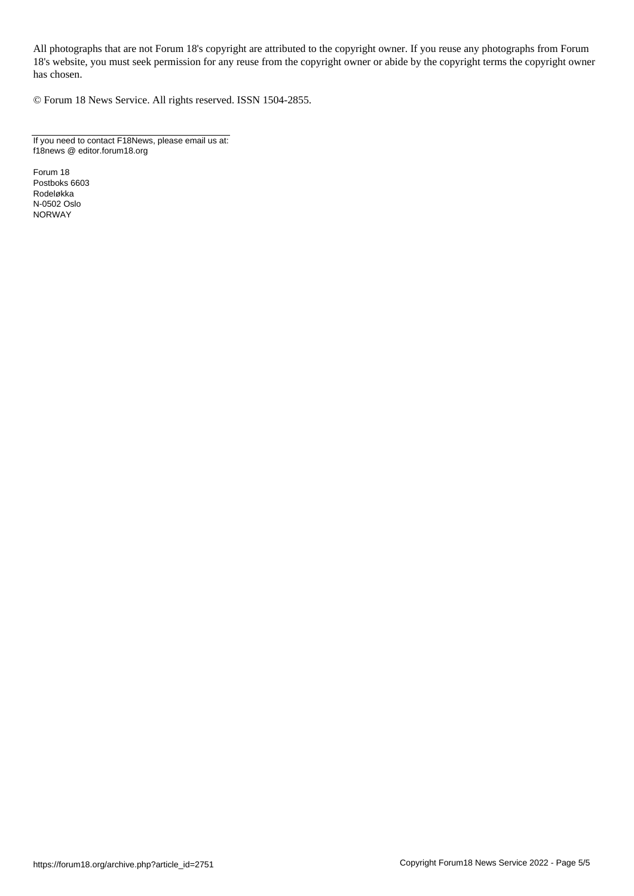All photographs that are not Forum 18's copyright are attributed to the copyright owner. If you reuse any photographs from Forum 18's website, you must seek permission for any reuse from the copyright owner or abide by the copyright terms the copyright owner has chosen.

© Forum 18 News Service. All rights reserved. ISSN 1504-2855.

---

If you need to contact F18News, please email us at:
f18news @ editor.forum18.org

Forum 18
Postboks 6603
Rodeløkka
N-0502 Oslo
NORWAY